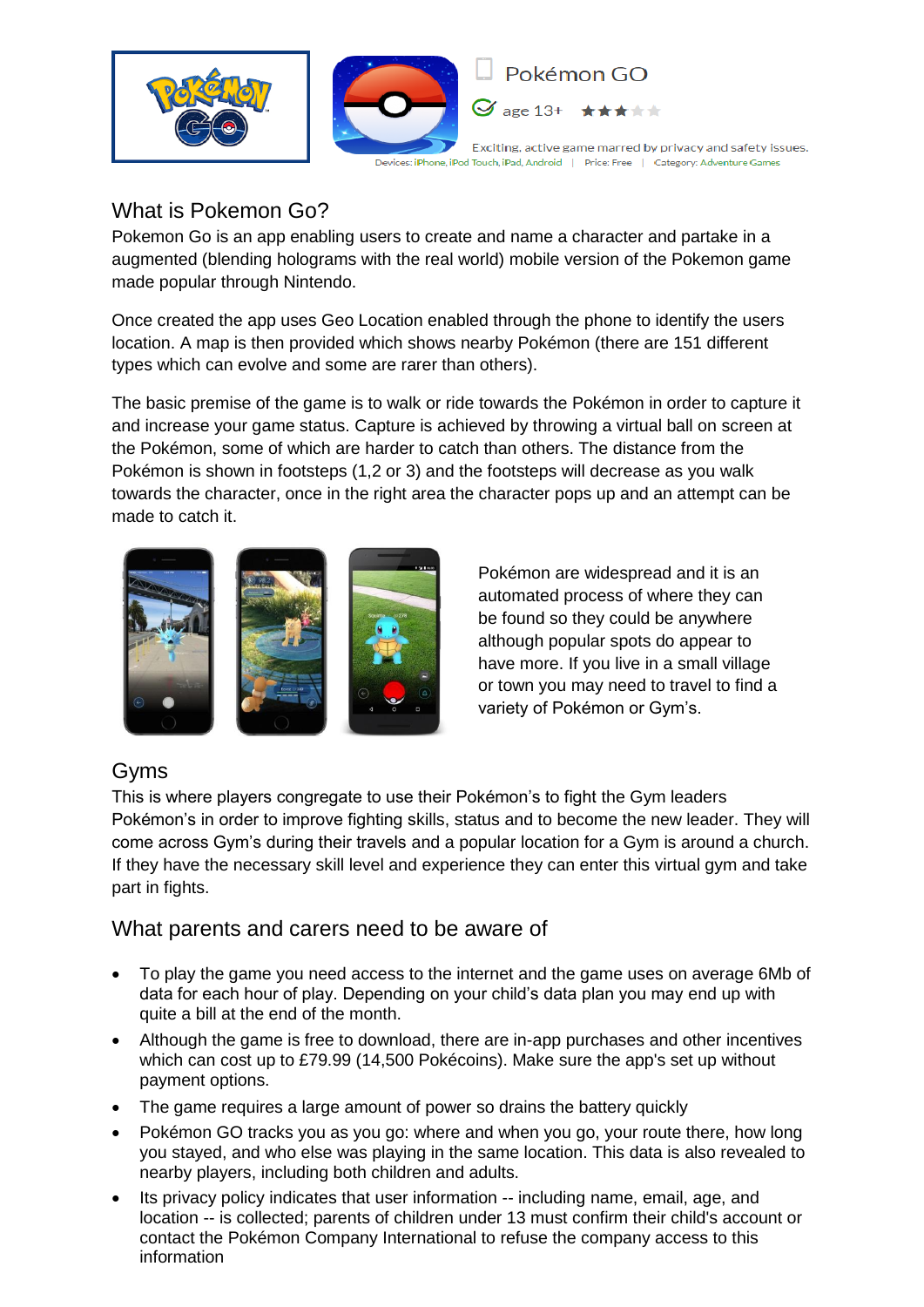Pokémon GO

age 13+

Exciting, active game marred by privacy and safety issues.

Devices: iPhone, iPod Touch, iPad, Android | Price: Free | Category: Adventure Games

## What is Pokemon Go?

Pokemon Go is an app enabling users to create and name a character and partake in a augmented (blending holograms with the real world) mobile version of the Pokemon game made popular through Nintendo.

Once created the app uses Geo Location enabled through the phone to identify the users location. A map is then provided which shows nearby Pokémon (there are 151 different types which can evolve and some are rarer than others).

The basic premise of the game is to walk or ride towards the Pokémon in order to capture it and increase your game status. Capture is achieved by throwing a virtual ball on screen at the Pokémon, some of which are harder to catch than others. The distance from the Pokémon is shown in footsteps (1,2 or 3) and the footsteps will decrease as you walk towards the character, once in the right area the character pops up and an attempt can be made to catch it.

Pokémon are widespread and it is an automated process of where they can be found so they could be anywhere although popular spots do appear to have more. If you live in a small village or town you may need to travel to find a variety of Pokémon or Gym's.

## Gyms

This is where players congregate to use their Pokémon's to fight the Gym leaders Pokémon's in order to improve fighting skills, status and to become the new leader. They will come across Gym's during their travels and a popular location for a Gym is around a church. If they have the necessary skill level and experience they can enter this virtual gym and take part in fights.

## What parents and carers need to be aware of

- To play the game you need access to the internet and the game uses on average 6Mb of data for each hour of play. Depending on your child's data plan you may end up with quite a bill at the end of the month.
- Although the game is free to download, there are in-app purchases and other incentives which can cost up to £79.99 (14,500 Pokécoins). Make sure the app's set up without payment options.
- The game requires a large amount of power so drains the battery quickly
- Pokémon GO tracks you as you go: where and when you go, your route there, how long you stayed, and who else was playing in the same location. This data is also revealed to nearby players, including both children and adults.
- Its privacy policy indicates that user information -- including name, email, age, and location -- is collected; parents of children under 13 must confirm their child's account or contact the Pokémon Company International to refuse the company access to this information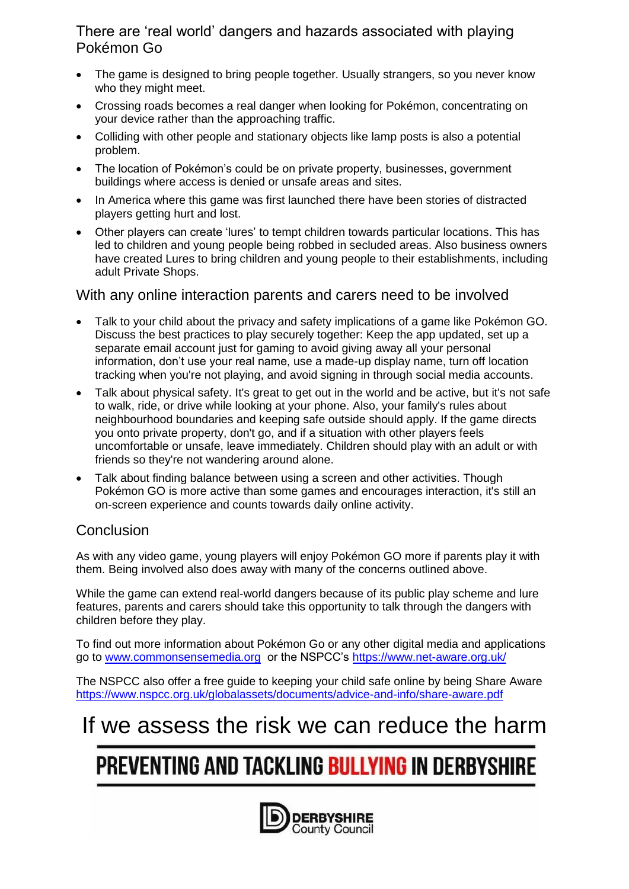## There are 'real world' dangers and hazards associated with playing Pokémon Go

- The game is designed to bring people together. Usually strangers, so you never know who they might meet.
- Crossing roads becomes a real danger when looking for Pokémon, concentrating on your device rather than the approaching traffic.
- Colliding with other people and stationary objects like lamp posts is also a potential problem.
- The location of Pokémon's could be on private property, businesses, government buildings where access is denied or unsafe areas and sites.
- In America where this game was first launched there have been stories of distracted players getting hurt and lost.
- Other players can create 'lures' to tempt children towards particular locations. This has led to children and young people being robbed in secluded areas. Also business owners have created Lures to bring children and young people to their establishments, including adult Private Shops.

## With any online interaction parents and carers need to be involved

- Talk to your child about the privacy and safety implications of a game like Pokémon GO. Discuss the best practices to play securely together: Keep the app updated, set up a separate email account just for gaming to avoid giving away all your personal information, don't use your real name, use a made-up display name, turn off location tracking when you're not playing, and avoid signing in through social media accounts.
- Talk about physical safety. It's great to get out in the world and be active, but it's not safe to walk, ride, or drive while looking at your phone. Also, your family's rules about neighbourhood boundaries and keeping safe outside should apply. If the game directs you onto private property, don't go, and if a situation with other players feels uncomfortable or unsafe, leave immediately. Children should play with an adult or with friends so they're not wandering around alone.
- Talk about finding balance between using a screen and other activities. Though Pokémon GO is more active than some games and encourages interaction, it's still an on-screen experience and counts towards daily online activity.

## Conclusion

As with any video game, young players will enjoy Pokémon GO more if parents play it with them. Being involved also does away with many of the concerns outlined above.

While the game can extend real-world dangers because of its public play scheme and lure features, parents and carers should take this opportunity to talk through the dangers with children before they play.

To find out more information about Pokémon Go or any other digital media and applications go to www.commonsensemedia.org or the NSPCC's https://www.net-aware.org.uk/

The NSPCC also offer a free guide to keeping your child safe online by being Share Aware https://www.nspcc.org.uk/globalassets/documents/advice-and-info/share-aware.pdf

# If we assess the risk we can reduce the harm

**PREVENTING AND TACKLING BULLYING IN DERBYSHIRE**

DERBYSHIRE County Council